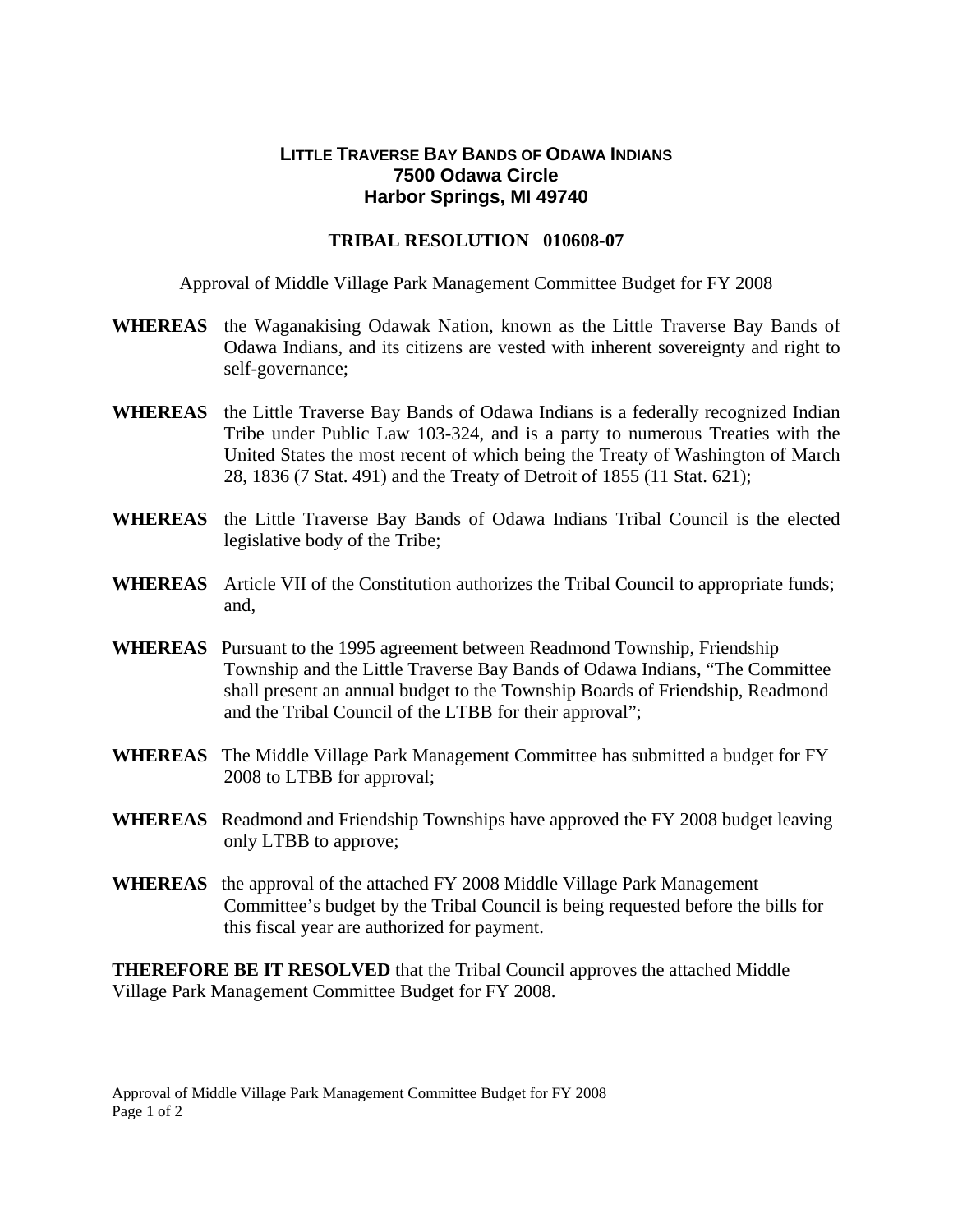**LITTLE TRAVERSE BAY BANDS OF ODAWA INDIANS**
**7500 Odawa Circle**
**Harbor Springs, MI 49740**

**TRIBAL RESOLUTION 010608-07**

Approval of Middle Village Park Management Committee Budget for FY 2008

**WHEREAS** the Waganakising Odawak Nation, known as the Little Traverse Bay Bands of Odawa Indians, and its citizens are vested with inherent sovereignty and right to self-governance;

**WHEREAS** the Little Traverse Bay Bands of Odawa Indians is a federally recognized Indian Tribe under Public Law 103-324, and is a party to numerous Treaties with the United States the most recent of which being the Treaty of Washington of March 28, 1836 (7 Stat. 491) and the Treaty of Detroit of 1855 (11 Stat. 621);

**WHEREAS** the Little Traverse Bay Bands of Odawa Indians Tribal Council is the elected legislative body of the Tribe;

**WHEREAS** Article VII of the Constitution authorizes the Tribal Council to appropriate funds; and,

**WHEREAS** Pursuant to the 1995 agreement between Readmond Township, Friendship Township and the Little Traverse Bay Bands of Odawa Indians, "The Committee shall present an annual budget to the Township Boards of Friendship, Readmond and the Tribal Council of the LTBB for their approval";

**WHEREAS** The Middle Village Park Management Committee has submitted a budget for FY 2008 to LTBB for approval;

**WHEREAS** Readmond and Friendship Townships have approved the FY 2008 budget leaving only LTBB to approve;

**WHEREAS** the approval of the attached FY 2008 Middle Village Park Management Committee's budget by the Tribal Council is being requested before the bills for this fiscal year are authorized for payment.

**THEREFORE BE IT RESOLVED** that the Tribal Council approves the attached Middle Village Park Management Committee Budget for FY 2008.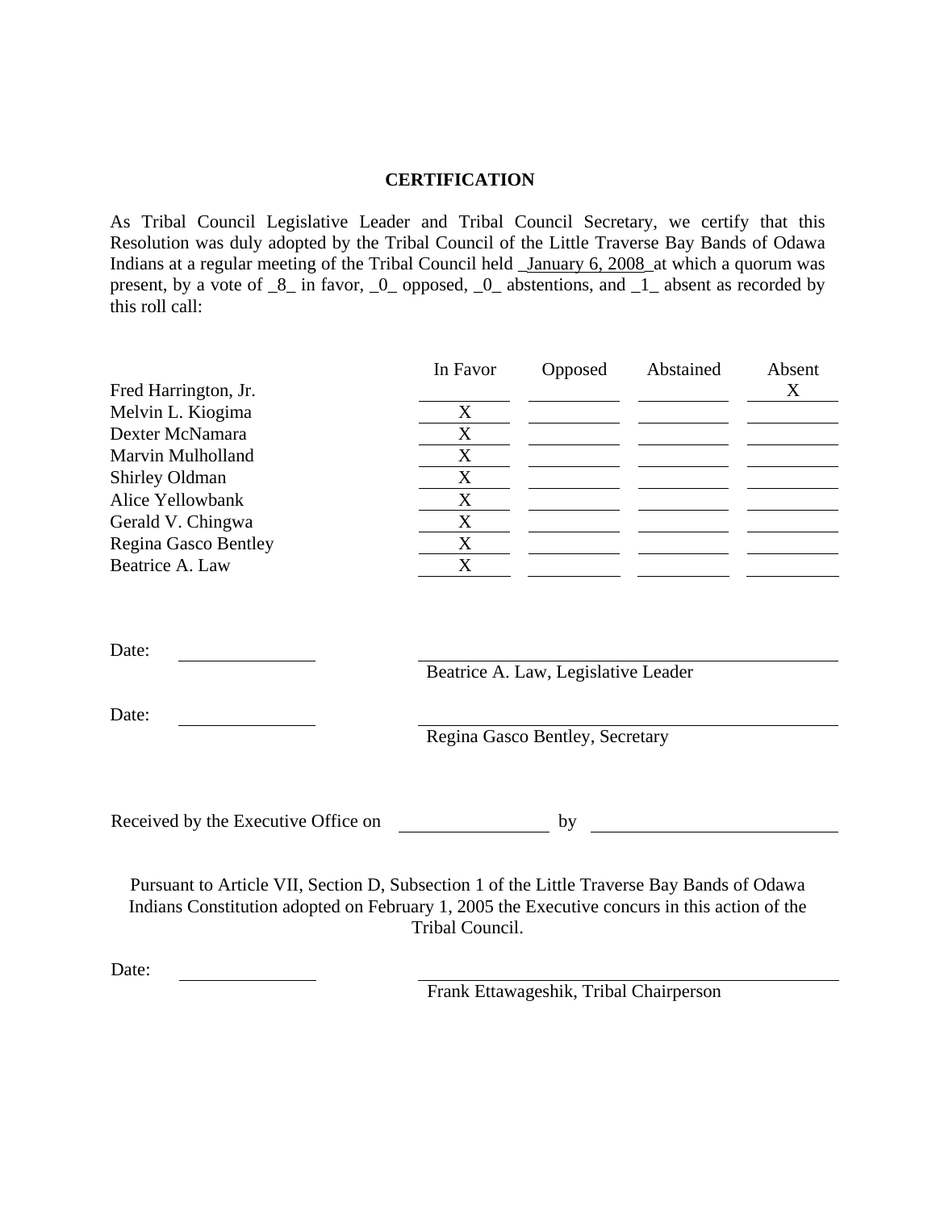## CERTIFICATION

As Tribal Council Legislative Leader and Tribal Council Secretary, we certify that this Resolution was duly adopted by the Tribal Council of the Little Traverse Bay Bands of Odawa Indians at a regular meeting of the Tribal Council held _January 6, 2008_ at which a quorum was present, by a vote of _8_ in favor, _0_ opposed, _0_ abstentions, and _1_ absent as recorded by this roll call:

| | In Favor | Opposed | Abstained | Absent |
|---|---|---|---|---|
| Fred Harrington, Jr. | | | | X |
| Melvin L. Kiogima | X | | | |
| Dexter McNamara | X | | | |
| Marvin Mulholland | X | | | |
| Shirley Oldman | X | | | |
| Alice Yellowbank | X | | | |
| Gerald V. Chingwa | X | | | |
| Regina Gasco Bentley | X | | | |
| Beatrice A. Law | X | | | |

Date: ______________ ________________________________
Beatrice A. Law, Legislative Leader

Date: ______________ ________________________________
Regina Gasco Bentley, Secretary

Received by the Executive Office on ______________ by ______________________

Pursuant to Article VII, Section D, Subsection 1 of the Little Traverse Bay Bands of Odawa Indians Constitution adopted on February 1, 2005 the Executive concurs in this action of the Tribal Council.

Date: ______________ ________________________________
Frank Ettawageshik, Tribal Chairperson